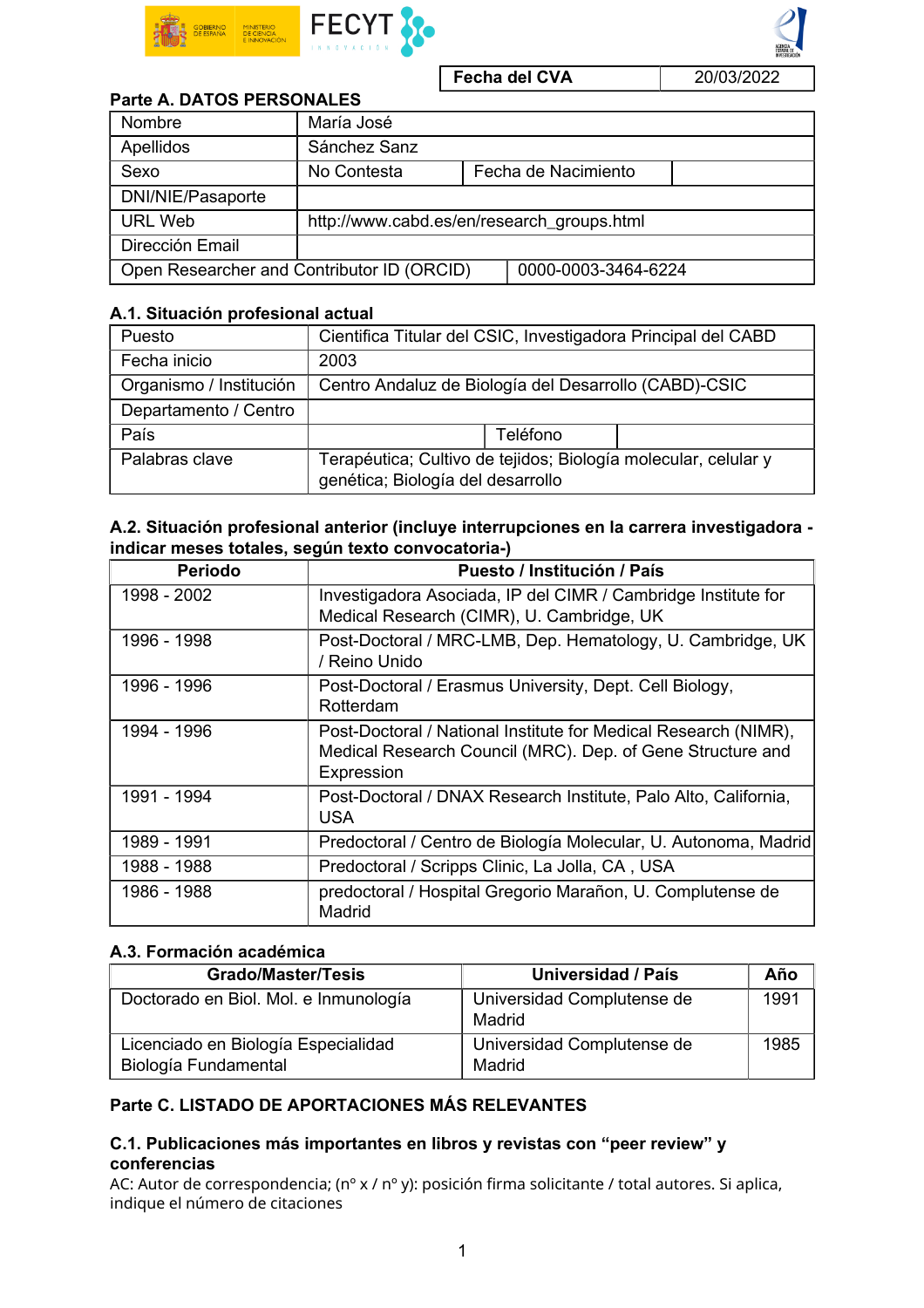| Fecha del CVA | 20/03/2022 |
|---|---|

## Parte A. DATOS PERSONALES

| Nombre | María José | | |
|---|---|---|---|
| Apellidos | Sánchez Sanz | | |
| Sexo | No Contesta | Fecha de Nacimiento | |
| DNI/NIE/Pasaporte | | | |
| URL Web | http://www.cabd.es/en/research_groups.html | | |
| Dirección Email | | | |
| Open Researcher and Contributor ID (ORCID) | | 0000-0003-3464-6224 | |

### A.1. Situación profesional actual

| Puesto | Cientifica Titular del CSIC, Investigadora Principal del CABD | | |
|---|---|---|---|
| Fecha inicio | 2003 | | |
| Organismo / Institución | Centro Andaluz de Biología del Desarrollo (CABD)-CSIC | | |
| Departamento / Centro | | | |
| País | | Teléfono | |
| Palabras clave | Terapéutica; Cultivo de tejidos; Biología molecular, celular y genética; Biología del desarrollo | | |

### A.2. Situación profesional anterior (incluye interrupciones en la carrera investigadora -indicar meses totales, según texto convocatoria-)

| Periodo | Puesto / Institución / País |
|---|---|
| 1998 - 2002 | Investigadora Asociada, IP del CIMR / Cambridge Institute for Medical Research (CIMR), U. Cambridge, UK |
| 1996 - 1998 | Post-Doctoral / MRC-LMB, Dep. Hematology, U. Cambridge, UK / Reino Unido |
| 1996 - 1996 | Post-Doctoral / Erasmus University, Dept. Cell Biology, Rotterdam |
| 1994 - 1996 | Post-Doctoral / National Institute for Medical Research (NIMR), Medical Research Council (MRC). Dep. of Gene Structure and Expression |
| 1991 - 1994 | Post-Doctoral / DNAX Research Institute, Palo Alto, California, USA |
| 1989 - 1991 | Predoctoral / Centro de Biología Molecular, U. Autonoma, Madrid |
| 1988 - 1988 | Predoctoral / Scripps Clinic, La Jolla, CA , USA |
| 1986 - 1988 | predoctoral / Hospital Gregorio Marañon, U. Complutense de Madrid |

### A.3. Formación académica

| Grado/Master/Tesis | Universidad / País | Año |
|---|---|---|
| Doctorado en Biol. Mol. e Inmunología | Universidad Complutense de Madrid | 1991 |
| Licenciado en Biología Especialidad Biología Fundamental | Universidad Complutense de Madrid | 1985 |

## Parte C. LISTADO DE APORTACIONES MÁS RELEVANTES

### C.1. Publicaciones más importantes en libros y revistas con "peer review" y conferencias

AC: Autor de correspondencia; (nº x / nº y): posición firma solicitante / total autores. Si aplica, indique el número de citaciones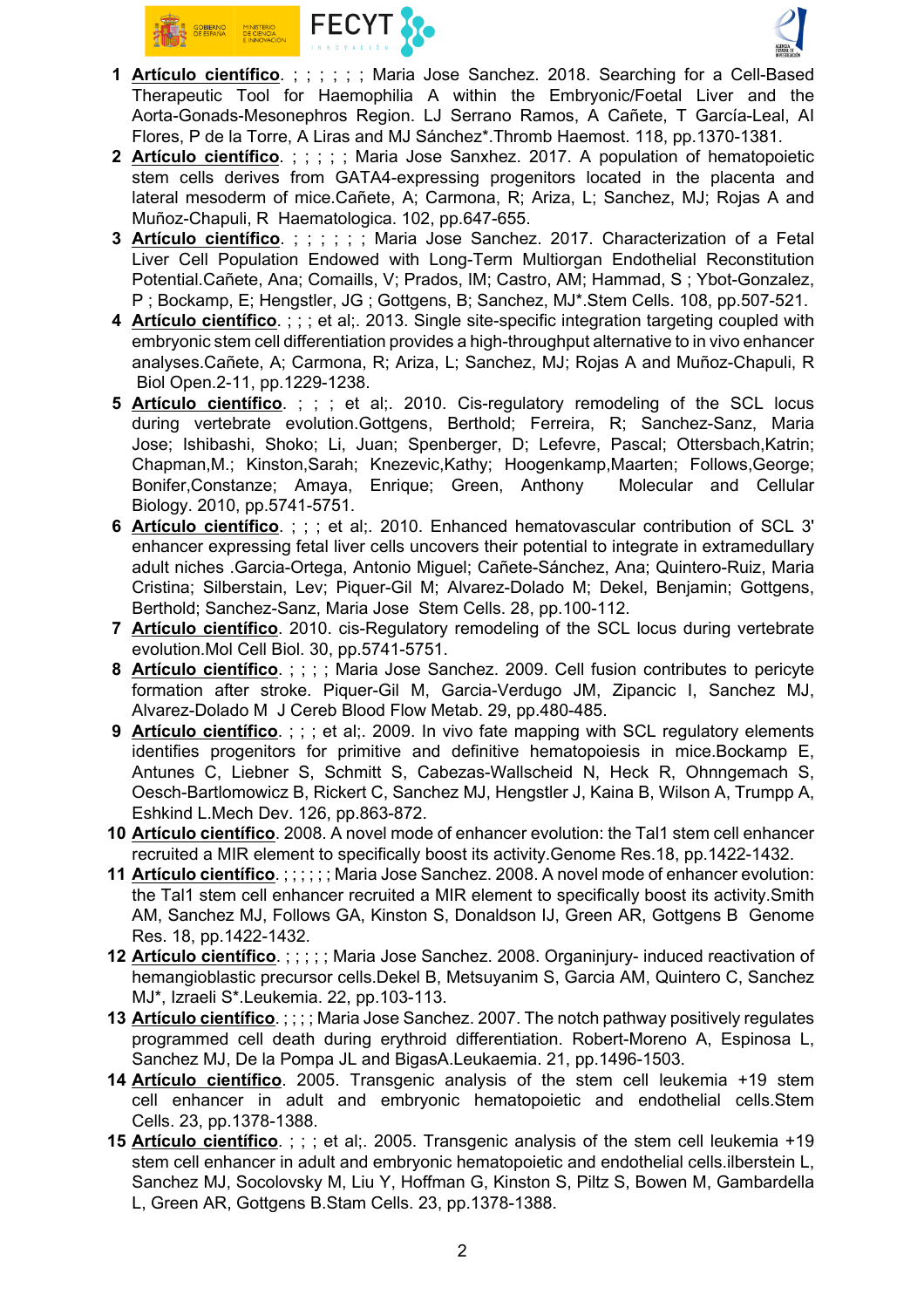1. **Artículo científico**. ; ; ; ; ; ; Maria Jose Sanchez. 2018. Searching for a Cell-Based Therapeutic Tool for Haemophilia A within the Embryonic/Foetal Liver and the Aorta-Gonads-Mesonephros Region. LJ Serrano Ramos, A Cañete, T García-Leal, AI Flores, P de la Torre, A Liras and MJ Sánchez*.Thromb Haemost. 118, pp.1370-1381.
2. **Artículo científico**. ; ; ; ; ; Maria Jose Sanxhez. 2017. A population of hematopoietic stem cells derives from GATA4-expressing progenitors located in the placenta and lateral mesoderm of mice.Cañete, A; Carmona, R; Ariza, L; Sanchez, MJ; Rojas A and Muñoz-Chapuli, R Haematologica. 102, pp.647-655.
3. **Artículo científico**. ; ; ; ; ; ; Maria Jose Sanchez. 2017. Characterization of a Fetal Liver Cell Population Endowed with Long-Term Multiorgan Endothelial Reconstitution Potential.Cañete, Ana; Comaills, V; Prados, IM; Castro, AM; Hammad, S ; Ybot-Gonzalez, P ; Bockamp, E; Hengstler, JG ; Gottgens, B; Sanchez, MJ*.Stem Cells. 108, pp.507-521.
4. **Artículo científico**. ; ; ; et al;. 2013. Single site-specific integration targeting coupled with embryonic stem cell differentiation provides a high-throughput alternative to in vivo enhancer analyses.Cañete, A; Carmona, R; Ariza, L; Sanchez, MJ; Rojas A and Muñoz-Chapuli, R Biol Open.2-11, pp.1229-1238.
5. **Artículo científico**. ; ; ; et al;. 2010. Cis-regulatory remodeling of the SCL locus during vertebrate evolution.Gottgens, Berthold; Ferreira, R; Sanchez-Sanz, Maria Jose; Ishibashi, Shoko; Li, Juan; Spenberger, D; Lefevre, Pascal; Ottersbach,Katrin; Chapman,M.; Kinston,Sarah; Knezevic,Kathy; Hoogenkamp,Maarten; Follows,George; Bonifer,Constanze; Amaya, Enrique; Green, Anthony Molecular and Cellular Biology. 2010, pp.5741-5751.
6. **Artículo científico**. ; ; ; et al;. 2010. Enhanced hematovascular contribution of SCL 3' enhancer expressing fetal liver cells uncovers their potential to integrate in extramedullary adult niches .Garcia-Ortega, Antonio Miguel; Cañete-Sánchez, Ana; Quintero-Ruiz, Maria Cristina; Silberstain, Lev; Piquer-Gil M; Alvarez-Dolado M; Dekel, Benjamin; Gottgens, Berthold; Sanchez-Sanz, Maria Jose Stem Cells. 28, pp.100-112.
7. **Artículo científico**. 2010. cis-Regulatory remodeling of the SCL locus during vertebrate evolution.Mol Cell Biol. 30, pp.5741-5751.
8. **Artículo científico**. ; ; ; ; Maria Jose Sanchez. 2009. Cell fusion contributes to pericyte formation after stroke. Piquer-Gil M, Garcia-Verdugo JM, Zipancic I, Sanchez MJ, Alvarez-Dolado M J Cereb Blood Flow Metab. 29, pp.480-485.
9. **Artículo científico**. ; ; ; et al;. 2009. In vivo fate mapping with SCL regulatory elements identifies progenitors for primitive and definitive hematopoiesis in mice.Bockamp E, Antunes C, Liebner S, Schmitt S, Cabezas-Wallscheid N, Heck R, Ohnngemach S, Oesch-Bartlomowicz B, Rickert C, Sanchez MJ, Hengstler J, Kaina B, Wilson A, Trumpp A, Eshkind L.Mech Dev. 126, pp.863-872.
10. **Artículo científico**. 2008. A novel mode of enhancer evolution: the Tal1 stem cell enhancer recruited a MIR element to specifically boost its activity.Genome Res.18, pp.1422-1432.
11. **Artículo científico**. ; ; ; ; ; ; Maria Jose Sanchez. 2008. A novel mode of enhancer evolution: the Tal1 stem cell enhancer recruited a MIR element to specifically boost its activity.Smith AM, Sanchez MJ, Follows GA, Kinston S, Donaldson IJ, Green AR, Gottgens B Genome Res. 18, pp.1422-1432.
12. **Artículo científico**. ; ; ; ; ; Maria Jose Sanchez. 2008. Organinjury- induced reactivation of hemangioblastic precursor cells.Dekel B, Metsuyanim S, Garcia AM, Quintero C, Sanchez MJ*, Izraeli S*.Leukemia. 22, pp.103-113.
13. **Artículo científico**. ; ; ; ; Maria Jose Sanchez. 2007. The notch pathway positively regulates programmed cell death during erythroid differentiation. Robert-Moreno A, Espinosa L, Sanchez MJ, De la Pompa JL and BigasA.Leukaemia. 21, pp.1496-1503.
14. **Artículo científico**. 2005. Transgenic analysis of the stem cell leukemia +19 stem cell enhancer in adult and embryonic hematopoietic and endothelial cells.Stem Cells. 23, pp.1378-1388.
15. **Artículo científico**. ; ; ; et al;. 2005. Transgenic analysis of the stem cell leukemia +19 stem cell enhancer in adult and embryonic hematopoietic and endothelial cells.ilberstein L, Sanchez MJ, Socolovsky M, Liu Y, Hoffman G, Kinston S, Piltz S, Bowen M, Gambardella L, Green AR, Gottgens B.Stam Cells. 23, pp.1378-1388.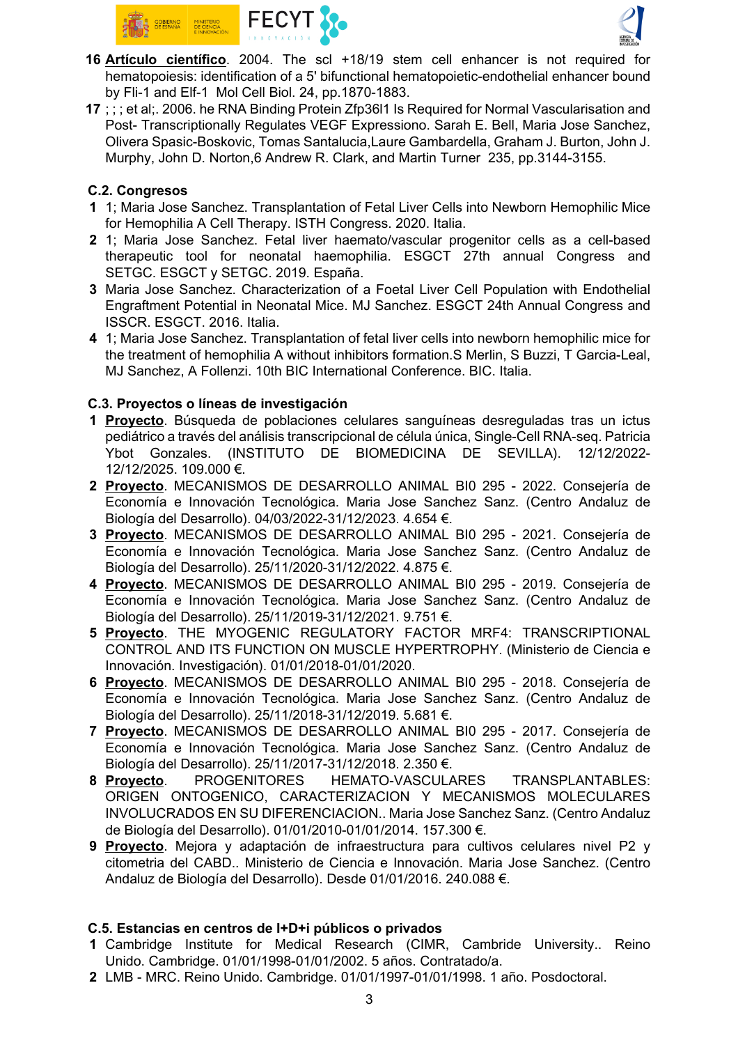**16** **Artículo científico**. 2004. The scl +18/19 stem cell enhancer is not required for hematopoiesis: identification of a 5' bifunctional hematopoietic-endothelial enhancer bound by Fli-1 and Elf-1 Mol Cell Biol. 24, pp.1870-1883.

**17** ; ; ; et al;. 2006. he RNA Binding Protein Zfp36l1 Is Required for Normal Vascularisation and Post- Transcriptionally Regulates VEGF Expressiono. Sarah E. Bell, Maria Jose Sanchez, Olivera Spasic-Boskovic, Tomas Santalucia,Laure Gambardella, Graham J. Burton, John J. Murphy, John D. Norton,6 Andrew R. Clark, and Martin Turner 235, pp.3144-3155.

### C.2. Congresos

**1** 1; Maria Jose Sanchez. Transplantation of Fetal Liver Cells into Newborn Hemophilic Mice for Hemophilia A Cell Therapy. ISTH Congress. 2020. Italia.

**2** 1; Maria Jose Sanchez. Fetal liver haemato/vascular progenitor cells as a cell-based therapeutic tool for neonatal haemophilia. ESGCT 27th annual Congress and SETGC. ESGCT y SETGC. 2019. España.

**3** Maria Jose Sanchez. Characterization of a Foetal Liver Cell Population with Endothelial Engraftment Potential in Neonatal Mice. MJ Sanchez. ESGCT 24th Annual Congress and ISSCR. ESGCT. 2016. Italia.

**4** 1; Maria Jose Sanchez. Transplantation of fetal liver cells into newborn hemophilic mice for the treatment of hemophilia A without inhibitors formation.S Merlin, S Buzzi, T Garcia-Leal, MJ Sanchez, A Follenzi. 10th BIC International Conference. BIC. Italia.

### C.3. Proyectos o líneas de investigación

**1** **Proyecto**. Búsqueda de poblaciones celulares sanguíneas desreguladas tras un ictus pediátrico a través del análisis transcripcional de célula única, Single-Cell RNA-seq. Patricia Ybot Gonzales. (INSTITUTO DE BIOMEDICINA DE SEVILLA). 12/12/2022-12/12/2025. 109.000 €.

**2** **Proyecto**. MECANISMOS DE DESARROLLO ANIMAL BI0 295 - 2022. Consejería de Economía e Innovación Tecnológica. Maria Jose Sanchez Sanz. (Centro Andaluz de Biología del Desarrollo). 04/03/2022-31/12/2023. 4.654 €.

**3** **Proyecto**. MECANISMOS DE DESARROLLO ANIMAL BI0 295 - 2021. Consejería de Economía e Innovación Tecnológica. Maria Jose Sanchez Sanz. (Centro Andaluz de Biología del Desarrollo). 25/11/2020-31/12/2022. 4.875 €.

**4** **Proyecto**. MECANISMOS DE DESARROLLO ANIMAL BI0 295 - 2019. Consejería de Economía e Innovación Tecnológica. Maria Jose Sanchez Sanz. (Centro Andaluz de Biología del Desarrollo). 25/11/2019-31/12/2021. 9.751 €.

**5** **Proyecto**. THE MYOGENIC REGULATORY FACTOR MRF4: TRANSCRIPTIONAL CONTROL AND ITS FUNCTION ON MUSCLE HYPERTROPHY. (Ministerio de Ciencia e Innovación. Investigación). 01/01/2018-01/01/2020.

**6** **Proyecto**. MECANISMOS DE DESARROLLO ANIMAL BI0 295 - 2018. Consejería de Economía e Innovación Tecnológica. Maria Jose Sanchez Sanz. (Centro Andaluz de Biología del Desarrollo). 25/11/2018-31/12/2019. 5.681 €.

**7** **Proyecto**. MECANISMOS DE DESARROLLO ANIMAL BI0 295 - 2017. Consejería de Economía e Innovación Tecnológica. Maria Jose Sanchez Sanz. (Centro Andaluz de Biología del Desarrollo). 25/11/2017-31/12/2018. 2.350 €.

**8** **Proyecto**. PROGENITORES HEMATO-VASCULARES TRANSPLANTABLES: ORIGEN ONTOGENICO, CARACTERIZACION Y MECANISMOS MOLECULARES INVOLUCRADOS EN SU DIFERENCIACION.. Maria Jose Sanchez Sanz. (Centro Andaluz de Biología del Desarrollo). 01/01/2010-01/01/2014. 157.300 €.

**9** **Proyecto**. Mejora y adaptación de infraestructura para cultivos celulares nivel P2 y citometria del CABD.. Ministerio de Ciencia e Innovación. Maria Jose Sanchez. (Centro Andaluz de Biología del Desarrollo). Desde 01/01/2016. 240.088 €.

### C.5. Estancias en centros de I+D+i públicos o privados

**1** Cambridge Institute for Medical Research (CIMR, Cambridge University.. Reino Unido. Cambridge. 01/01/1998-01/01/2002. 5 años. Contratado/a.

**2** LMB - MRC. Reino Unido. Cambridge. 01/01/1997-01/01/1998. 1 año. Posdoctoral.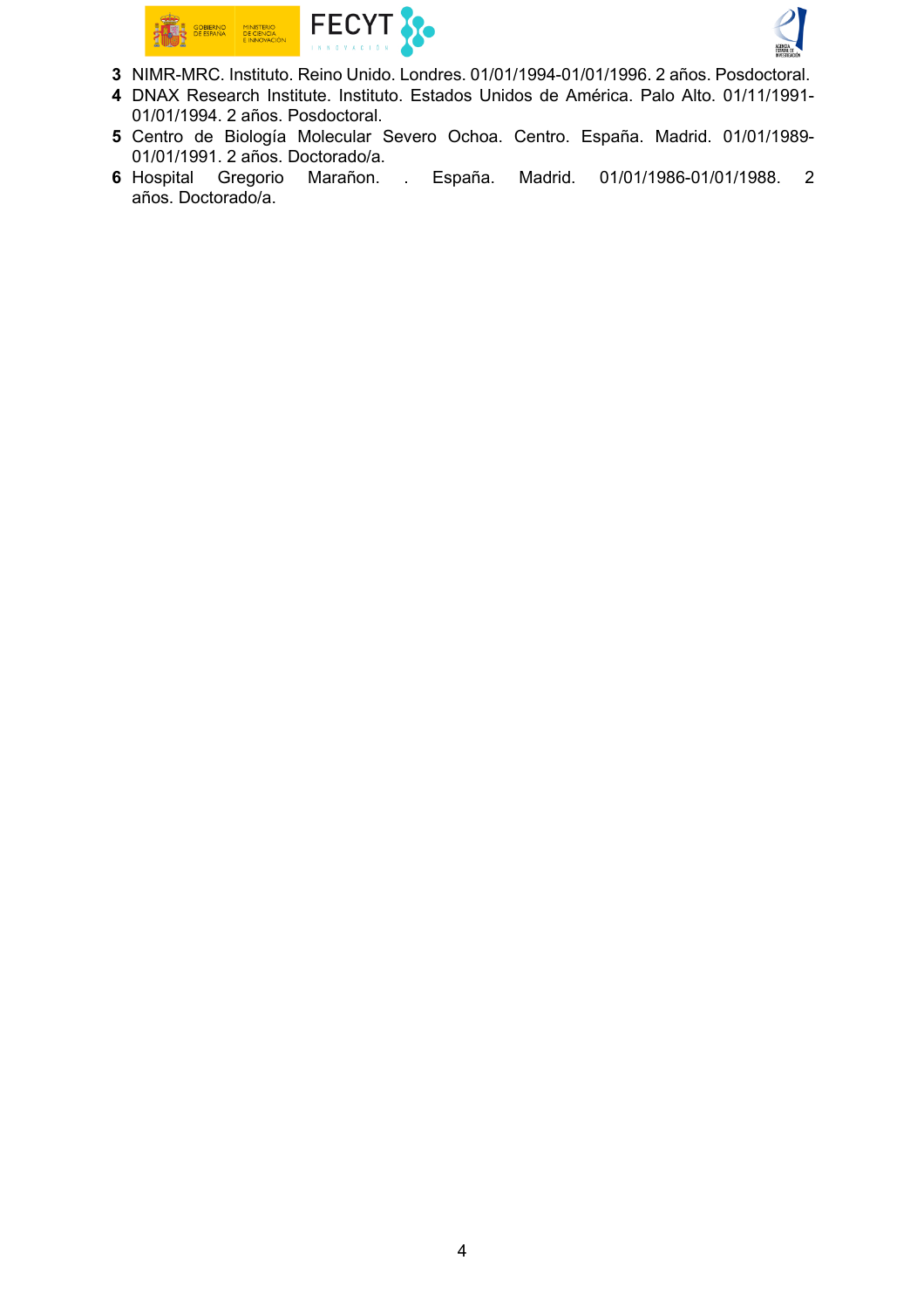3. NIMR-MRC. Instituto. Reino Unido. Londres. 01/01/1994-01/01/1996. 2 años. Posdoctoral.
4. DNAX Research Institute. Instituto. Estados Unidos de América. Palo Alto. 01/11/1991-01/01/1994. 2 años. Posdoctoral.
5. Centro de Biología Molecular Severo Ochoa. Centro. España. Madrid. 01/01/1989-01/01/1991. 2 años. Doctorado/a.
6. Hospital Gregorio Marañon. . España. Madrid. 01/01/1986-01/01/1988. 2 años. Doctorado/a.